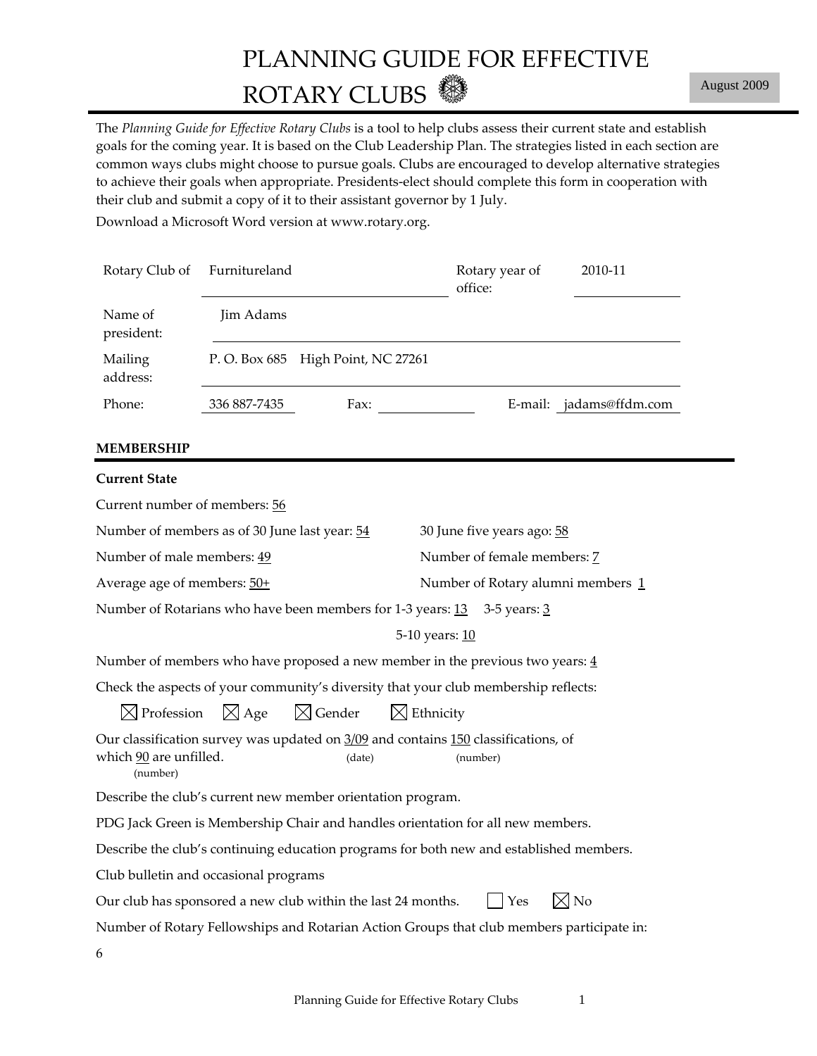# PLANNING GUIDE FOR EFFECTIVE ROTARY CLUBS

August 2009

The *Planning Guide for Effective Rotary Clubs* is a tool to help clubs assess their current state and establish goals for the coming year. It is based on the Club Leadership Plan. The strategies listed in each section are common ways clubs might choose to pursue goals. Clubs are encouraged to develop alternative strategies to achieve their goals when appropriate. Presidents-elect should complete this form in cooperation with their club and submit a copy of it to their assistant governor by 1 July.

Download a Microsoft Word version at www.rotary.org.

Rotary Club of: Furnitureland

Rotary year of office: 2010-11

Name of president: Jim Adams

Mailing address: P. O. Box 685 High Point, NC 27261

Phone: 336 887-7435 Fax: ______ E-mail: jadams@ffdm.com

## MEMBERSHIP

### Current State

Current number of members: 56

Number of members as of 30 June last year: 54 30 June five years ago: 58

Number of male members: 49 Number of female members: 7

Average age of members: 50+ Number of Rotary alumni members 1

Number of Rotarians who have been members for 1-3 years: 13 3-5 years: 3 5-10 years: 10

Number of members who have proposed a new member in the previous two years: 4

Check the aspects of your community's diversity that your club membership reflects:

☒ Profession ☒ Age ☒ Gender ☒ Ethnicity

Our classification survey was updated on 3/09 (date) and contains 150 (number) classifications, of which 90 (number) are unfilled.

Describe the club's current new member orientation program.

PDG Jack Green is Membership Chair and handles orientation for all new members.

Describe the club's continuing education programs for both new and established members.

Club bulletin and occasional programs

Our club has sponsored a new club within the last 24 months. ☐ Yes ☒ No

Number of Rotary Fellowships and Rotarian Action Groups that club members participate in:

6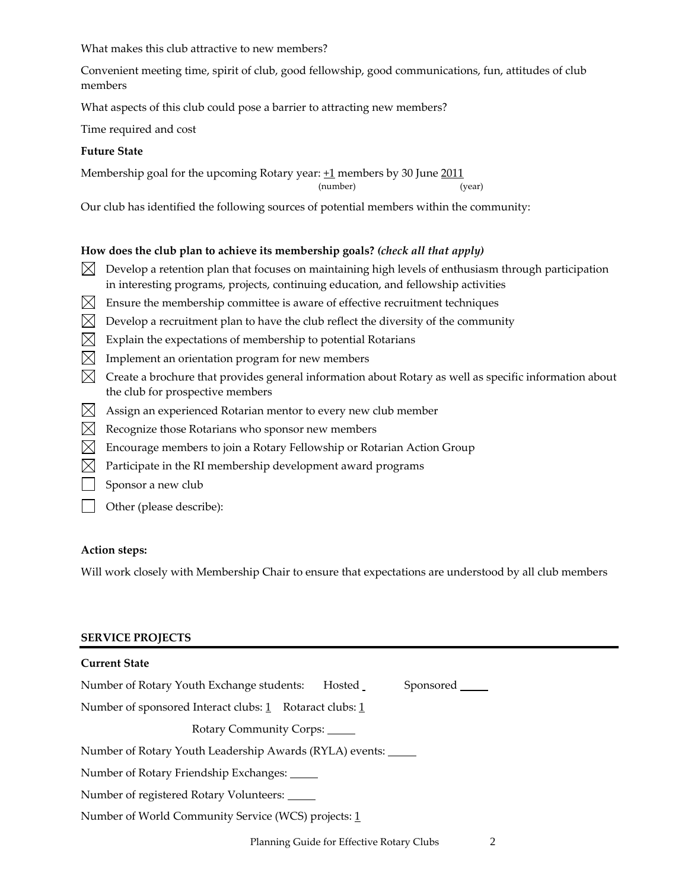What makes this club attractive to new members?

Convenient meeting time, spirit of club, good fellowship, good communications, fun, attitudes of club members

What aspects of this club could pose a barrier to attracting new members?

Time required and cost

**Future State**

Membership goal for the upcoming Rotary year: +1 (number) members by 30 June 2011 (year)

Our club has identified the following sources of potential members within the community:

**How does the club plan to achieve its membership goals?** ***(check all that apply)***

- [x] Develop a retention plan that focuses on maintaining high levels of enthusiasm through participation in interesting programs, projects, continuing education, and fellowship activities
- [x] Ensure the membership committee is aware of effective recruitment techniques
- [x] Develop a recruitment plan to have the club reflect the diversity of the community
- [x] Explain the expectations of membership to potential Rotarians
- [x] Implement an orientation program for new members
- [x] Create a brochure that provides general information about Rotary as well as specific information about the club for prospective members
- [x] Assign an experienced Rotarian mentor to every new club member
- [x] Recognize those Rotarians who sponsor new members
- [x] Encourage members to join a Rotary Fellowship or Rotarian Action Group
- [x] Participate in the RI membership development award programs
- [ ] Sponsor a new club
- [ ] Other (please describe):

**Action steps:**

Will work closely with Membership Chair to ensure that expectations are understood by all club members

## SERVICE PROJECTS

**Current State**

Number of Rotary Youth Exchange students: Hosted \_\_\_ Sponsored \_\_\_

Number of sponsored Interact clubs: 1 Rotaract clubs: 1

Rotary Community Corps: \_\_\_

Number of Rotary Youth Leadership Awards (RYLA) events: \_\_\_

Number of Rotary Friendship Exchanges: \_\_\_

Number of registered Rotary Volunteers: \_\_\_

Number of World Community Service (WCS) projects: 1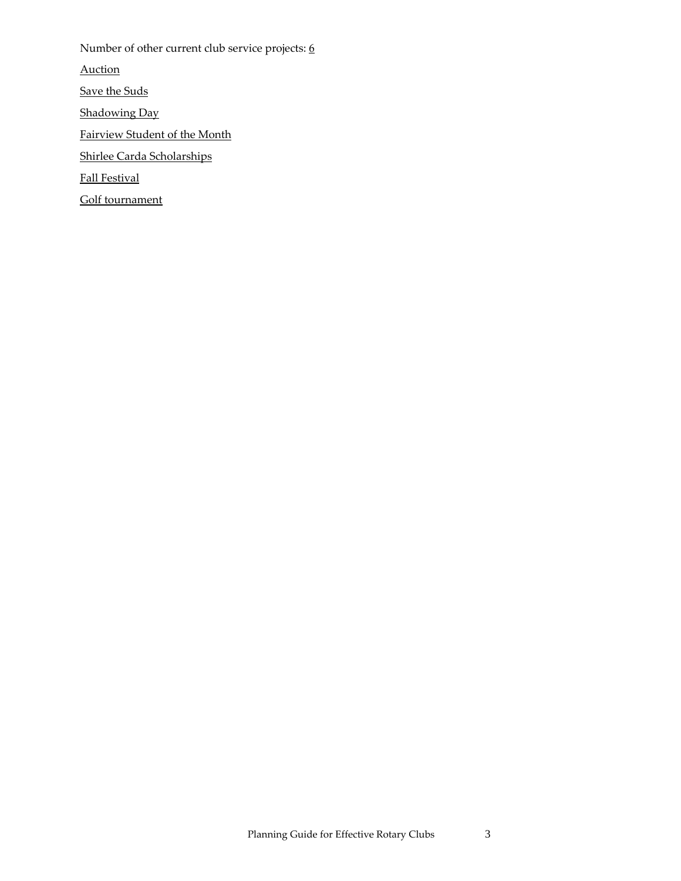Number of other current club service projects: 6

Auction

Save the Suds

Shadowing Day

Fairview Student of the Month

Shirlee Carda Scholarships

Fall Festival

Golf tournament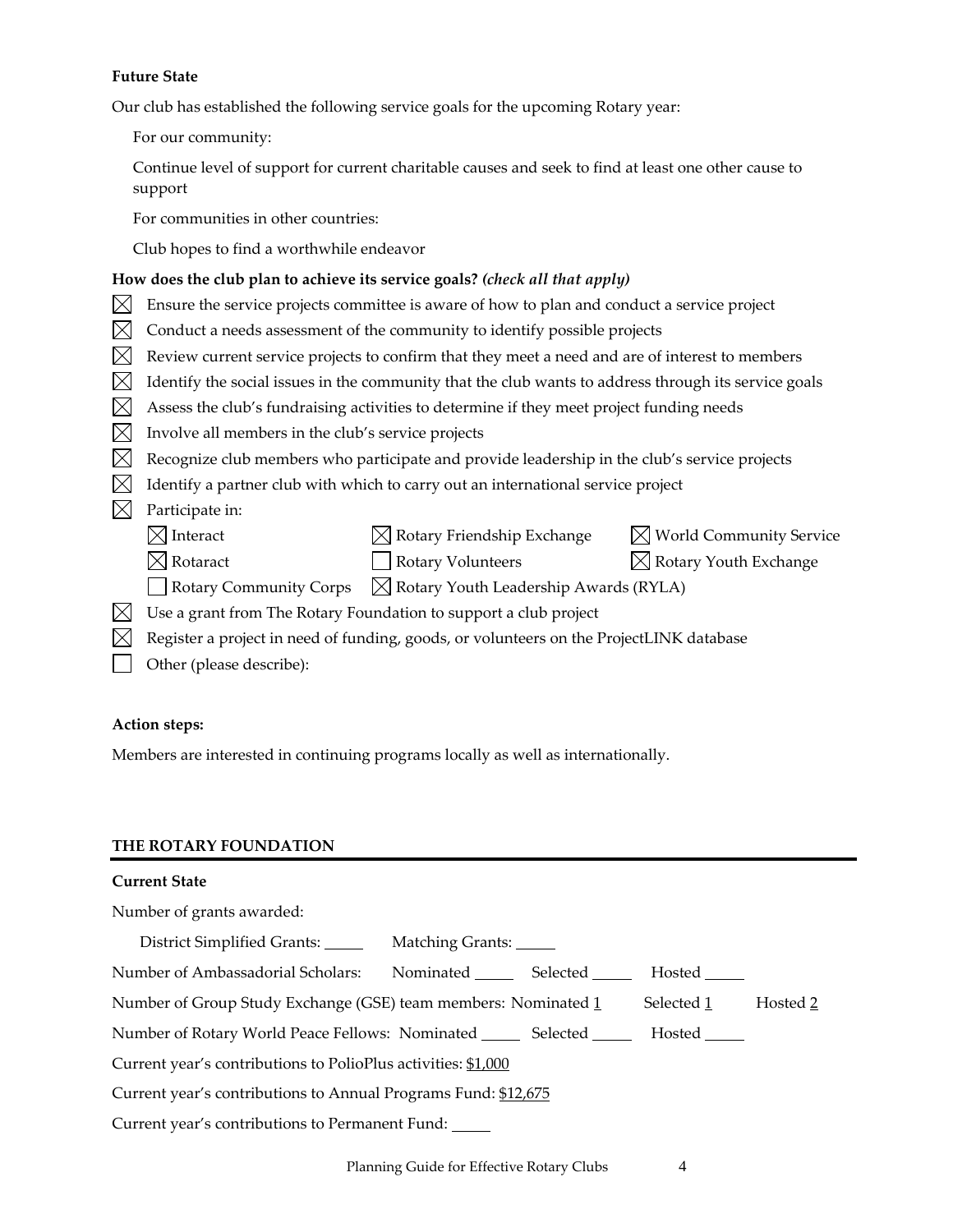**Future State**

Our club has established the following service goals for the upcoming Rotary year:

For our community:

Continue level of support for current charitable causes and seek to find at least one other cause to support

For communities in other countries:

Club hopes to find a worthwhile endeavor

**How does the club plan to achieve its service goals?** ***(check all that apply)***

- [x] Ensure the service projects committee is aware of how to plan and conduct a service project
- [x] Conduct a needs assessment of the community to identify possible projects
- [x] Review current service projects to confirm that they meet a need and are of interest to members
- [x] Identify the social issues in the community that the club wants to address through its service goals
- [x] Assess the club's fundraising activities to determine if they meet project funding needs
- [x] Involve all members in the club's service projects
- [x] Recognize club members who participate and provide leadership in the club's service projects
- [x] Identify a partner club with which to carry out an international service project
- [x] Participate in:
  - [x] Interact
  - [x] Rotary Friendship Exchange
  - [x] World Community Service
  - [x] Rotaract
  - [ ] Rotary Volunteers
  - [x] Rotary Youth Exchange
  - [ ] Rotary Community Corps
  - [x] Rotary Youth Leadership Awards (RYLA)
- [x] Use a grant from The Rotary Foundation to support a club project
- [x] Register a project in need of funding, goods, or volunteers on the ProjectLINK database
- [ ] Other (please describe):

**Action steps:**

Members are interested in continuing programs locally as well as internationally.

## THE ROTARY FOUNDATION

**Current State**

Number of grants awarded:

District Simplified Grants: _____ Matching Grants: _____

Number of Ambassadorial Scholars: Nominated _____ Selected _____ Hosted _____

Number of Group Study Exchange (GSE) team members: Nominated 1 Selected 1 Hosted 2

Number of Rotary World Peace Fellows: Nominated _____ Selected _____ Hosted _____

Current year's contributions to PolioPlus activities: $1,000

Current year's contributions to Annual Programs Fund: $12,675

Current year's contributions to Permanent Fund: _____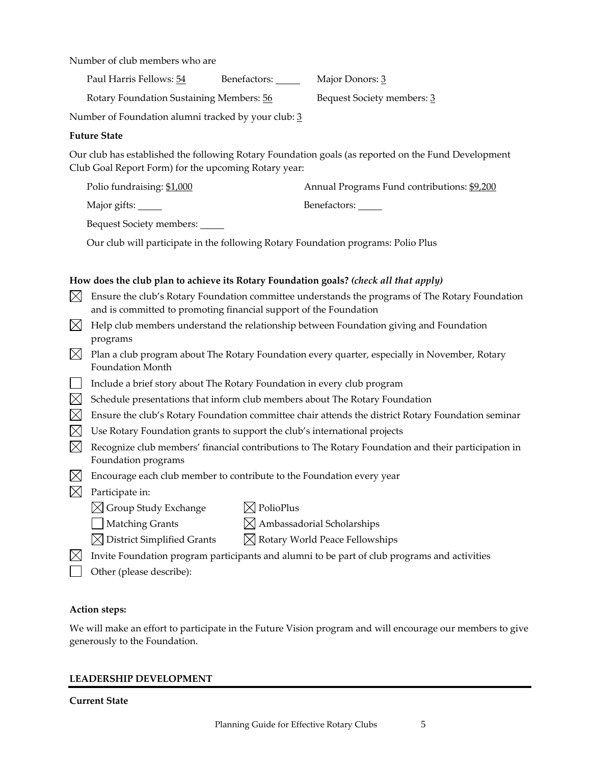Number of club members who are

Paul Harris Fellows: 54 Benefactors: _____ Major Donors: 3

Rotary Foundation Sustaining Members: 56 Bequest Society members: 3

Number of Foundation alumni tracked by your club: 3

**Future State**

Our club has established the following Rotary Foundation goals (as reported on the Fund Development Club Goal Report Form) for the upcoming Rotary year:

Polio fundraising: $1,000 Annual Programs Fund contributions: $9,200

Major gifts: _____ Benefactors: _____

Bequest Society members: _____

Our club will participate in the following Rotary Foundation programs: Polio Plus

**How does the club plan to achieve its Rotary Foundation goals?** ***(check all that apply)***

- [x] Ensure the club's Rotary Foundation committee understands the programs of The Rotary Foundation and is committed to promoting financial support of the Foundation
- [x] Help club members understand the relationship between Foundation giving and Foundation programs
- [x] Plan a club program about The Rotary Foundation every quarter, especially in November, Rotary Foundation Month
- [ ] Include a brief story about The Rotary Foundation in every club program
- [x] Schedule presentations that inform club members about The Rotary Foundation
- [x] Ensure the club's Rotary Foundation committee chair attends the district Rotary Foundation seminar
- [x] Use Rotary Foundation grants to support the club's international projects
- [x] Recognize club members' financial contributions to The Rotary Foundation and their participation in Foundation programs
- [x] Encourage each club member to contribute to the Foundation every year
- [x] Participate in:
  - [x] Group Study Exchange
  - [x] PolioPlus
  - [ ] Matching Grants
  - [x] Ambassadorial Scholarships
  - [x] District Simplified Grants
  - [x] Rotary World Peace Fellowships
- [x] Invite Foundation program participants and alumni to be part of club programs and activities
- [ ] Other (please describe):

**Action steps:**

We will make an effort to participate in the Future Vision program and will encourage our members to give generously to the Foundation.

## LEADERSHIP DEVELOPMENT

**Current State**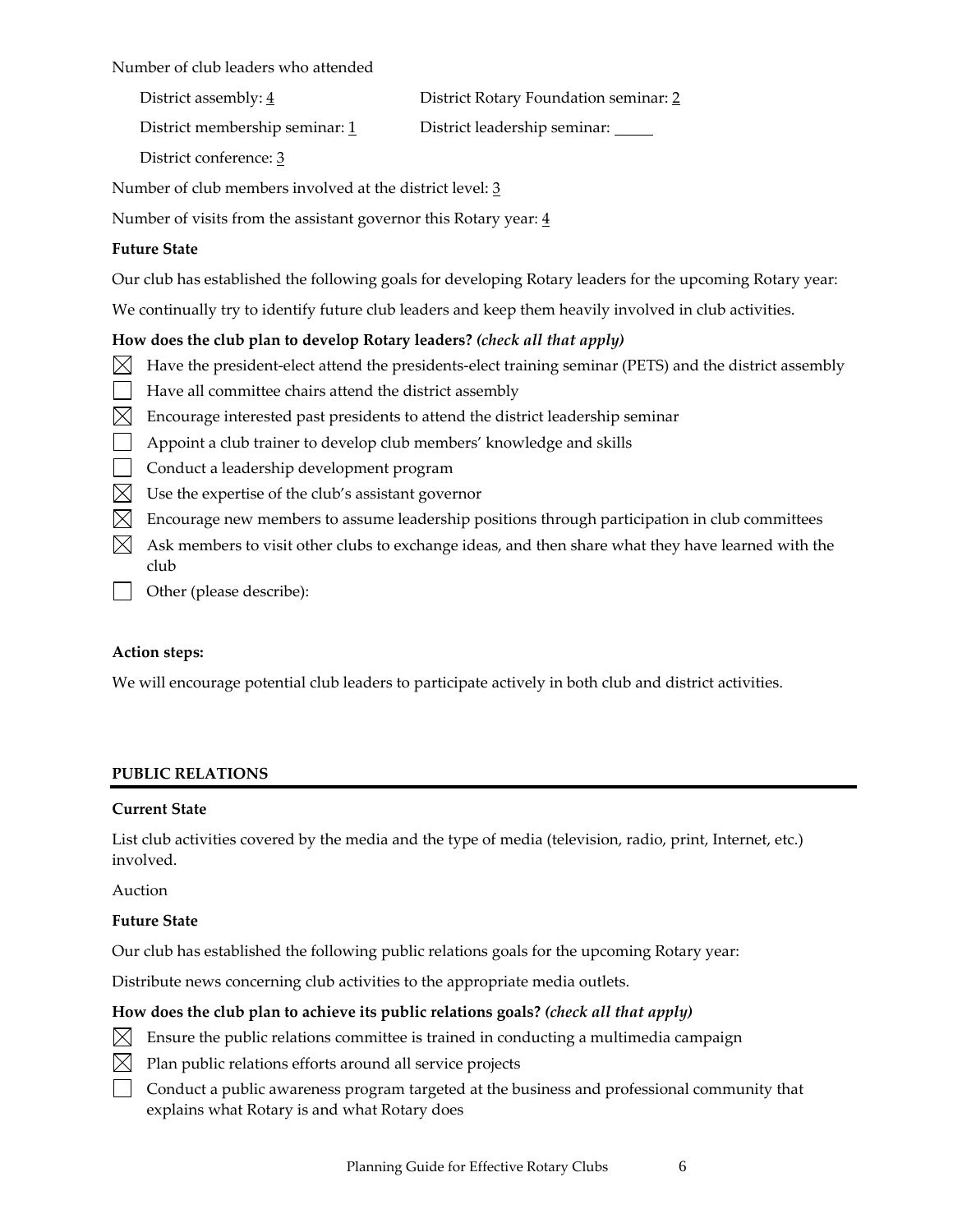Number of club leaders who attended

District assembly: 4

District Rotary Foundation seminar: 2

District membership seminar: 1

District leadership seminar: _____

District conference: 3

Number of club members involved at the district level: 3

Number of visits from the assistant governor this Rotary year: 4

**Future State**

Our club has established the following goals for developing Rotary leaders for the upcoming Rotary year:

We continually try to identify future club leaders and keep them heavily involved in club activities.

**How does the club plan to develop Rotary leaders?** ***(check all that apply)***

- [x] Have the president-elect attend the presidents-elect training seminar (PETS) and the district assembly
- [ ] Have all committee chairs attend the district assembly
- [x] Encourage interested past presidents to attend the district leadership seminar
- [ ] Appoint a club trainer to develop club members' knowledge and skills
- [ ] Conduct a leadership development program
- [x] Use the expertise of the club's assistant governor
- [x] Encourage new members to assume leadership positions through participation in club committees
- [x] Ask members to visit other clubs to exchange ideas, and then share what they have learned with the club
- [ ] Other (please describe):

**Action steps:**

We will encourage potential club leaders to participate actively in both club and district activities.

## PUBLIC RELATIONS

**Current State**

List club activities covered by the media and the type of media (television, radio, print, Internet, etc.) involved.

Auction

**Future State**

Our club has established the following public relations goals for the upcoming Rotary year:

Distribute news concerning club activities to the appropriate media outlets.

**How does the club plan to achieve its public relations goals?** ***(check all that apply)***

- [x] Ensure the public relations committee is trained in conducting a multimedia campaign
- [x] Plan public relations efforts around all service projects
- [ ] Conduct a public awareness program targeted at the business and professional community that explains what Rotary is and what Rotary does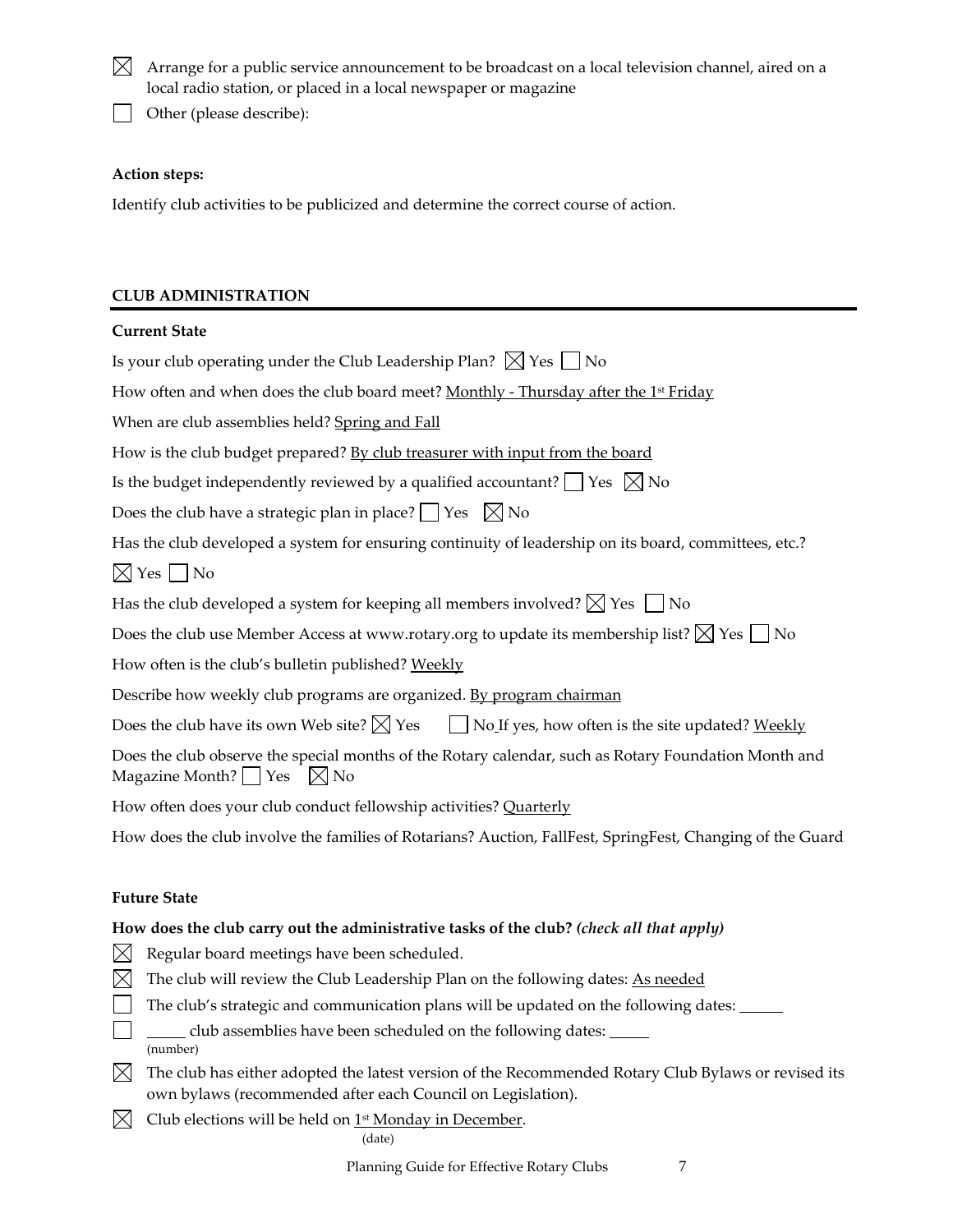☒ Arrange for a public service announcement to be broadcast on a local television channel, aired on a local radio station, or placed in a local newspaper or magazine

☐ Other (please describe):

**Action steps:**

Identify club activities to be publicized and determine the correct course of action.

## CLUB ADMINISTRATION

**Current State**

Is your club operating under the Club Leadership Plan? ☒ Yes ☐ No

How often and when does the club board meet? Monthly - Thursday after the 1st Friday

When are club assemblies held? Spring and Fall

How is the club budget prepared? By club treasurer with input from the board

Is the budget independently reviewed by a qualified accountant? ☐ Yes ☒ No

Does the club have a strategic plan in place? ☐ Yes ☒ No

Has the club developed a system for ensuring continuity of leadership on its board, committees, etc.?

☒ Yes ☐ No

Has the club developed a system for keeping all members involved? ☒ Yes ☐ No

Does the club use Member Access at www.rotary.org to update its membership list? ☒ Yes ☐ No

How often is the club's bulletin published? Weekly

Describe how weekly club programs are organized. By program chairman

Does the club have its own Web site? ☒ Yes ☐ No If yes, how often is the site updated? Weekly

Does the club observe the special months of the Rotary calendar, such as Rotary Foundation Month and Magazine Month? ☐ Yes ☒ No

How often does your club conduct fellowship activities? Quarterly

How does the club involve the families of Rotarians? Auction, FallFest, SpringFest, Changing of the Guard

**Future State**

**How does the club carry out the administrative tasks of the club?** ***(check all that apply)***

☒ Regular board meetings have been scheduled.

☒ The club will review the Club Leadership Plan on the following dates: As needed

☐ The club's strategic and communication plans will be updated on the following dates: ______

☐ ______ club assemblies have been scheduled on the following dates: ______
(number)

☒ The club has either adopted the latest version of the Recommended Rotary Club Bylaws or revised its own bylaws (recommended after each Council on Legislation).

☒ Club elections will be held on 1st Monday in December.
(date)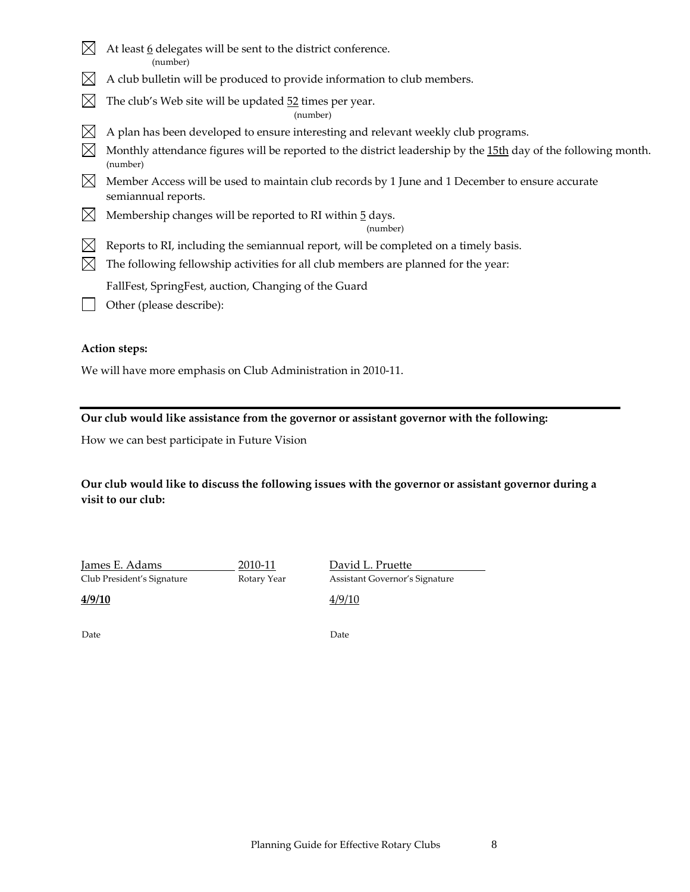- ☒ At least 6 delegates will be sent to the district conference.
  (number)
- ☒ A club bulletin will be produced to provide information to club members.
- ☒ The club's Web site will be updated 52 times per year.
  (number)
- ☒ A plan has been developed to ensure interesting and relevant weekly club programs.
- ☒ Monthly attendance figures will be reported to the district leadership by the 15th day of the following month.
  (number)
- ☒ Member Access will be used to maintain club records by 1 June and 1 December to ensure accurate semiannual reports.
- ☒ Membership changes will be reported to RI within 5 days.
  (number)
- ☒ Reports to RI, including the semiannual report, will be completed on a timely basis.
- ☒ The following fellowship activities for all club members are planned for the year:

  FallFest, SpringFest, auction, Changing of the Guard
- ☐ Other (please describe):

**Action steps:**

We will have more emphasis on Club Administration in 2010-11.

---

**Our club would like assistance from the governor or assistant governor with the following:**

How we can best participate in Future Vision

**Our club would like to discuss the following issues with the governor or assistant governor during a visit to our club:**

| James E. Adams | 2010-11 | David L. Pruette |
|---|---|---|
| Club President's Signature | Rotary Year | Assistant Governor's Signature |
| **4/9/10** | | 4/9/10 |
| Date | | Date |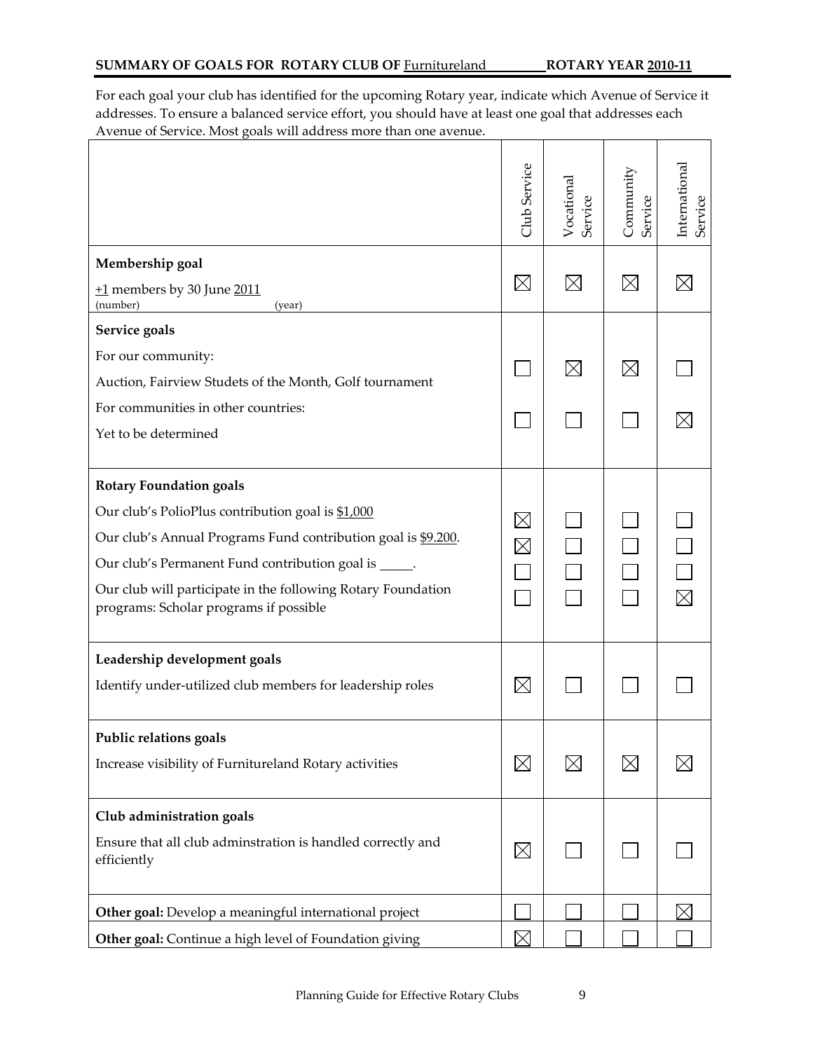**SUMMARY OF GOALS FOR ROTARY CLUB OF** Furnitureland **ROTARY YEAR 2010-11**

For each goal your club has identified for the upcoming Rotary year, indicate which Avenue of Service it addresses. To ensure a balanced service effort, you should have at least one goal that addresses each Avenue of Service. Most goals will address more than one avenue.

| | Club Service | Vocational Service | Community Service | International Service |
|---|---|---|---|---|
| **Membership goal**<br>+1 members by 30 June 2011<br>(number) (year) | ☒ | ☒ | ☒ | ☒ |
| **Service goals** | | | | |
| For our community:<br>Auction, Fairview Studets of the Month, Golf tournament | ☐ | ☒ | ☒ | ☐ |
| For communities in other countries:<br>Yet to be determined | ☐ | ☐ | ☐ | ☒ |
| **Rotary Foundation goals** | | | | |
| Our club's PolioPlus contribution goal is $1,000 | ☒ | ☐ | ☐ | ☐ |
| Our club's Annual Programs Fund contribution goal is $9.200. | ☒ | ☐ | ☐ | ☐ |
| Our club's Permanent Fund contribution goal is _____. | ☐ | ☐ | ☐ | ☐ |
| Our club will participate in the following Rotary Foundation programs: Scholar programs if possible | ☐ | ☐ | ☐ | ☒ |
| **Leadership development goals**<br>Identify under-utilized club members for leadership roles | ☒ | ☐ | ☐ | ☐ |
| **Public relations goals**<br>Increase visibility of Furnitureland Rotary activities | ☒ | ☒ | ☒ | ☒ |
| **Club administration goals**<br>Ensure that all club adminstration is handled correctly and efficiently | ☒ | ☐ | ☐ | ☐ |
| **Other goal:** Develop a meaningful international project | ☐ | ☐ | ☐ | ☒ |
| **Other goal:** Continue a high level of Foundation giving | ☒ | ☐ | ☐ | ☐ |

Planning Guide for Effective Rotary Clubs